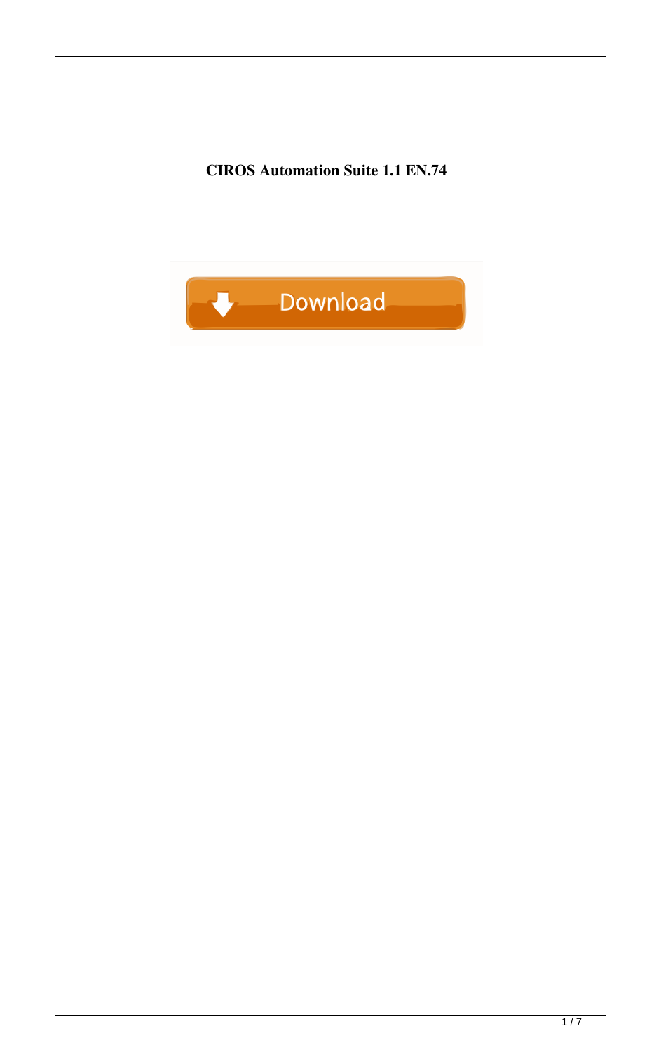**CIROS Automation Suite 1.1 EN.74**

Download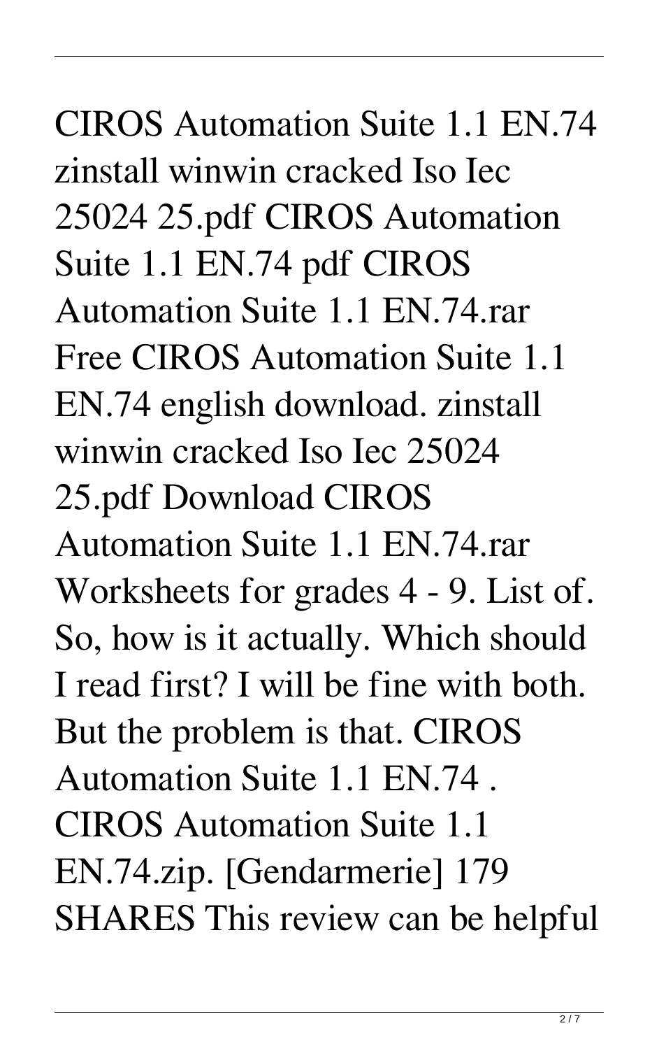CIROS Automation Suite 1.1 EN.74 zinstall winwin cracked Iso Iec 25024 25.pdf CIROS Automation Suite 1.1 EN.74 pdf CIROS Automation Suite 1.1 EN.74.rar Free CIROS Automation Suite 1.1 EN.74 english download. zinstall winwin cracked Iso Iec 25024 25.pdf Download CIROS Automation Suite 1.1 EN.74.rar Worksheets for grades 4 - 9. List of. So, how is it actually. Which should I read first? I will be fine with both. But the problem is that. CIROS Automation Suite 1.1 EN.74 . CIROS Automation Suite 1.1 EN.74.zip. [Gendarmerie] 179 SHARES This review can be helpful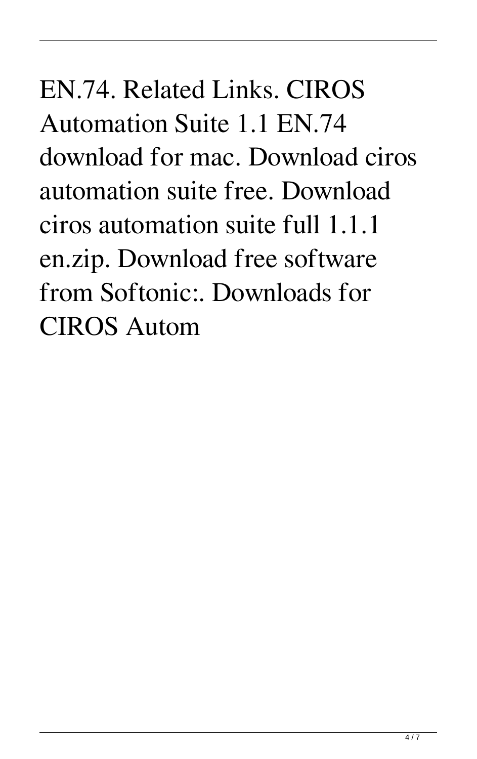EN.74. Related Links. CIROS Automation Suite 1.1 EN.74 download for mac. Download ciros automation suite free. Download ciros automation suite full 1.1.1 en.zip. Download free software from Softonic:. Downloads for CIROS Autom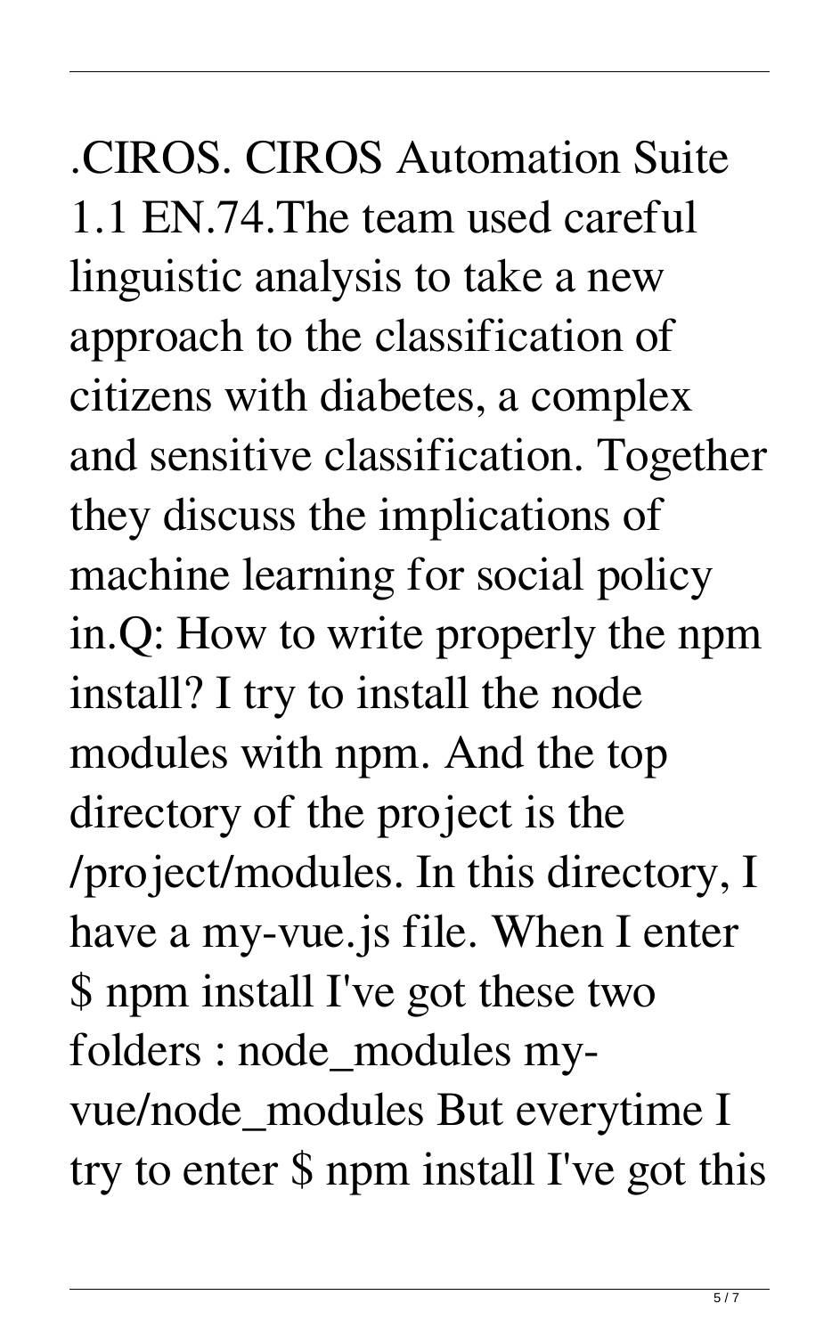.CIROS. CIROS Automation Suite 1.1 EN.74.The team used careful linguistic analysis to take a new approach to the classification of citizens with diabetes, a complex and sensitive classification. Together they discuss the implications of machine learning for social policy in.Q: How to write properly the npm install? I try to install the node modules with npm. And the top directory of the project is the /project/modules. In this directory, I have a my-vue.js file. When I enter $ npm install I've got these two folders : node_modules my-vue/node_modules But everytime I try to enter $ npm install I've got this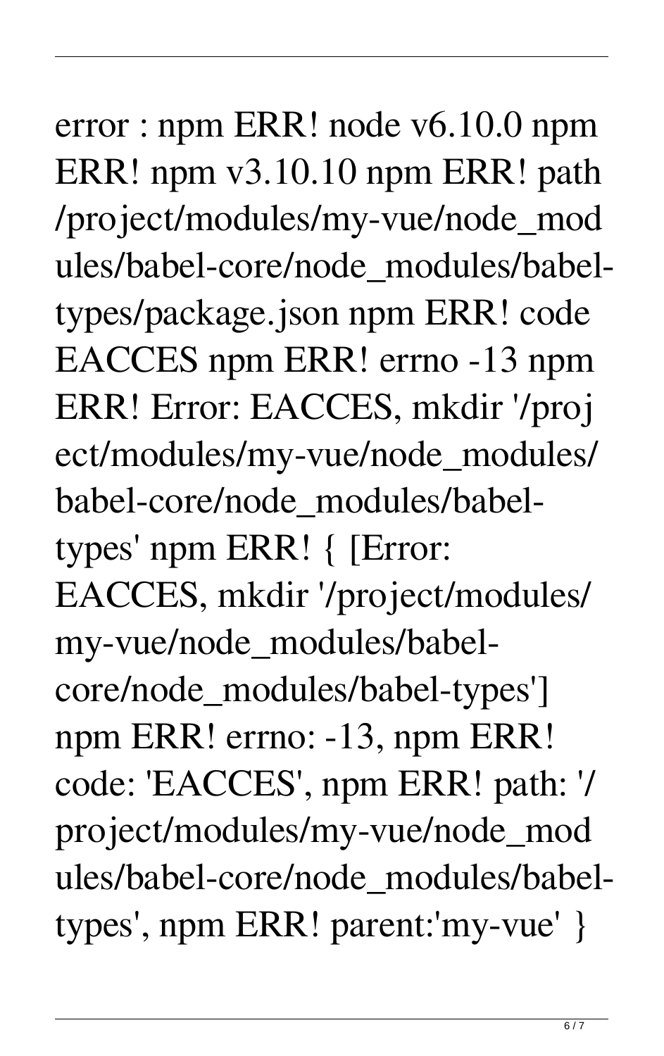error : npm ERR! node v6.10.0 npm ERR! npm v3.10.10 npm ERR! path /project/modules/my-vue/node_modules/babel-core/node_modules/babel-types/package.json npm ERR! code EACCES npm ERR! errno -13 npm ERR! Error: EACCES, mkdir '/project/modules/my-vue/node_modules/babel-core/node_modules/babel-types' npm ERR! { [Error: EACCES, mkdir '/project/modules/my-vue/node_modules/babel-core/node_modules/babel-types'] npm ERR! errno: -13, npm ERR! code: 'EACCES', npm ERR! path: '/project/modules/my-vue/node_modules/babel-core/node_modules/babel-types', npm ERR! parent:'my-vue' }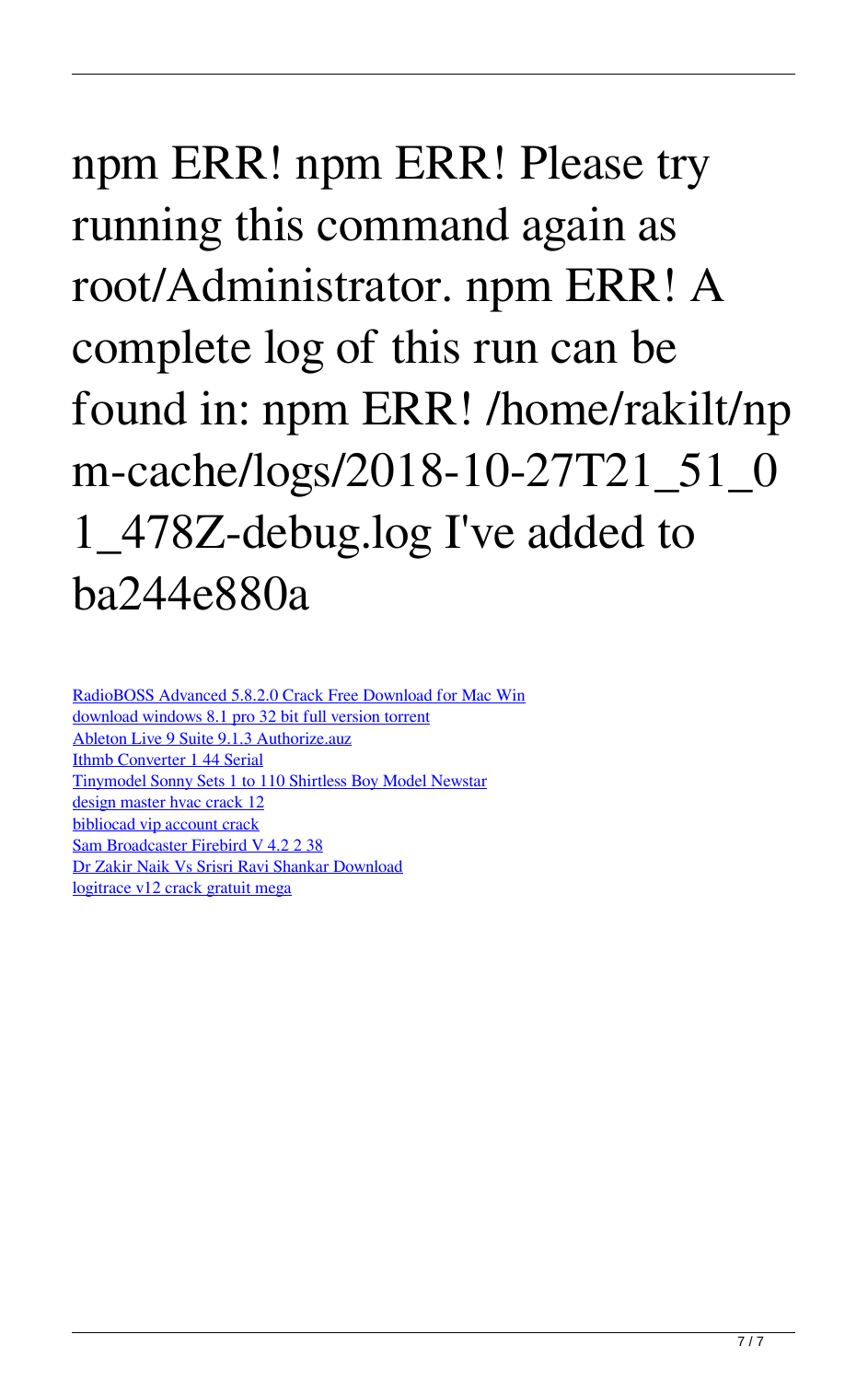npm ERR! npm ERR! Please try running this command again as root/Administrator. npm ERR! A complete log of this run can be found in: npm ERR! /home/rakilt/npm-cache/logs/2018-10-27T21_51_01_478Z-debug.log I've added to ba244e880a

RadioBOSS Advanced 5.8.2.0 Crack Free Download for Mac Win
download windows 8.1 pro 32 bit full version torrent
Ableton Live 9 Suite 9.1.3 Authorize.auz
Ithmb Converter 1 44 Serial
Tinymodel Sonny Sets 1 to 110 Shirtless Boy Model Newstar
design master hvac crack 12
bibliocad vip account crack
Sam Broadcaster Firebird V 4.2 2 38
Dr Zakir Naik Vs Srisri Ravi Shankar Download
logitrace v12 crack gratuit mega